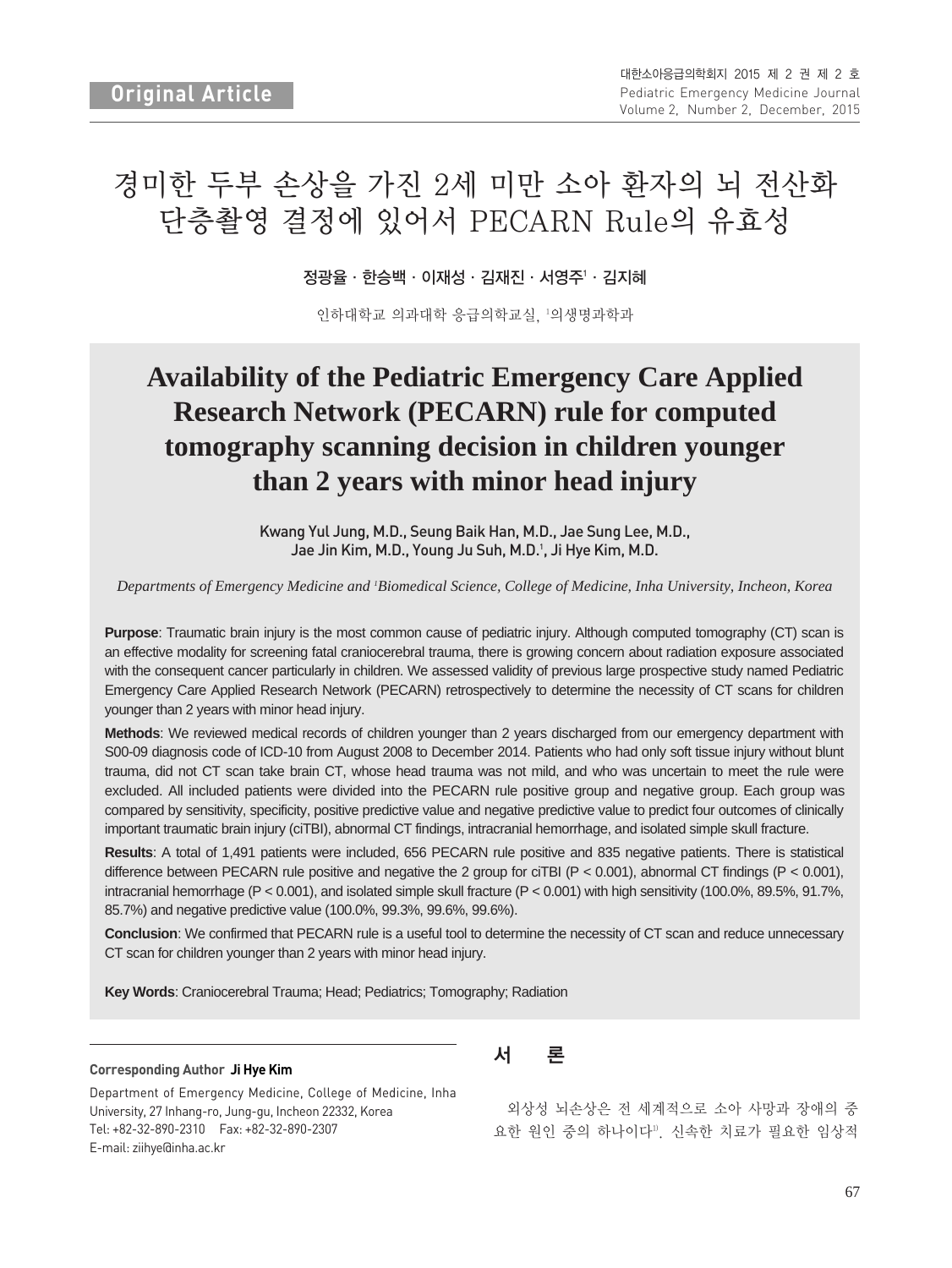Original Article

# 경미한 두부 손상을 가진 2세 미만 소아 환자의 뇌 전산화 단층촬영 결정에 있어서 PECARN Rule의 유효성

정광율 · 한승백 · 이재성 · 김재진 · 서영주[1] · 김지혜

인하대학교 의과대학 응급의학교실, [1]의생명과학과

# Availability of the Pediatric Emergency Care Applied Research Network (PECARN) rule for computed tomography scanning decision in children younger than 2 years with minor head injury

Kwang Yul Jung, M.D., Seung Baik Han, M.D., Jae Sung Lee, M.D., Jae Jin Kim, M.D., Young Ju Suh, M.D.[1], Ji Hye Kim, M.D.

*Departments of Emergency Medicine and [1]Biomedical Science, College of Medicine, Inha University, Incheon, Korea*

**Purpose**: Traumatic brain injury is the most common cause of pediatric injury. Although computed tomography (CT) scan is an effective modality for screening fatal craniocerebral trauma, there is growing concern about radiation exposure associated with the consequent cancer particularly in children. We assessed validity of previous large prospective study named Pediatric Emergency Care Applied Research Network (PECARN) retrospectively to determine the necessity of CT scans for children younger than 2 years with minor head injury.

**Methods**: We reviewed medical records of children younger than 2 years discharged from our emergency department with S00-09 diagnosis code of ICD-10 from August 2008 to December 2014. Patients who had only soft tissue injury without blunt trauma, did not CT scan take brain CT, whose head trauma was not mild, and who was uncertain to meet the rule were excluded. All included patients were divided into the PECARN rule positive group and negative group. Each group was compared by sensitivity, specificity, positive predictive value and negative predictive value to predict four outcomes of clinically important traumatic brain injury (ciTBI), abnormal CT findings, intracranial hemorrhage, and isolated simple skull fracture.

**Results**: A total of 1,491 patients were included, 656 PECARN rule positive and 835 negative patients. There is statistical difference between PECARN rule positive and negative the 2 group for ciTBI ($P < 0.001$), abnormal CT findings ($P < 0.001$), intracranial hemorrhage ($P < 0.001$), and isolated simple skull fracture ($P < 0.001$) with high sensitivity (100.0%, 89.5%, 91.7%, 85.7%) and negative predictive value (100.0%, 99.3%, 99.6%, 99.6%).

**Conclusion**: We confirmed that PECARN rule is a useful tool to determine the necessity of CT scan and reduce unnecessary CT scan for children younger than 2 years with minor head injury.

**Key Words**: Craniocerebral Trauma; Head; Pediatrics; Tomography; Radiation

**Corresponding Author Ji Hye Kim**

Department of Emergency Medicine, College of Medicine, Inha University, 27 Inhang-ro, Jung-gu, Incheon 22332, Korea
Tel: +82-32-890-2310 Fax: +82-32-890-2307
E-mail: ziihye@inha.ac.kr

## 서 론

외상성 뇌손상은 전 세계적으로 소아 사망과 장애의 중요한 원인 중의 하나이다[1]. 신속한 치료가 필요한 임상적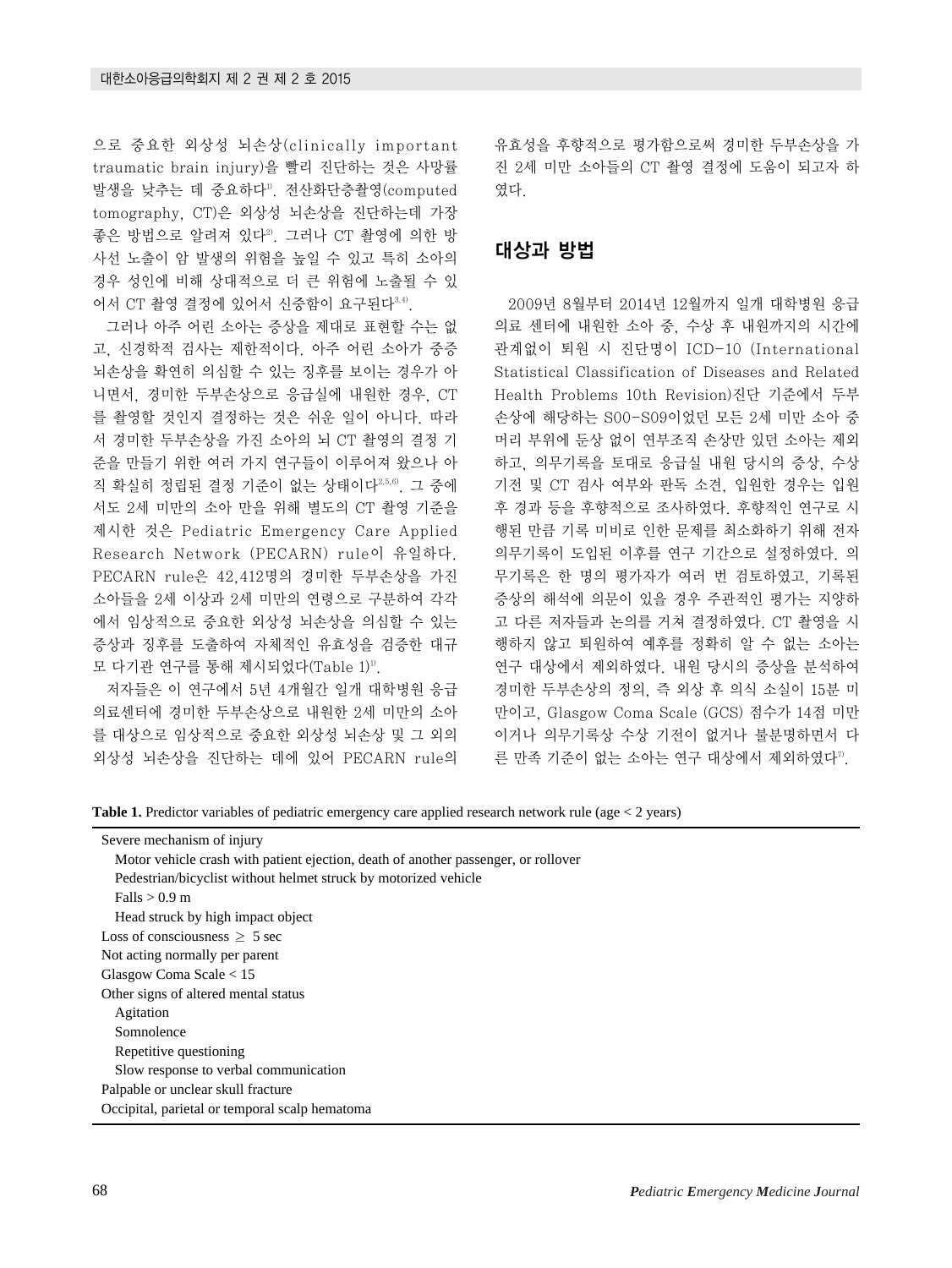으로 중요한 외상성 뇌손상(clinically important traumatic brain injury)을 빨리 진단하는 것은 사망률 발생을 낮추는 데 중요하다[1]. 전산화단층촬영(computed tomography, CT)은 외상성 뇌손상을 진단하는데 가장 좋은 방법으로 알려져 있다[2]. 그러나 CT 촬영에 의한 방사선 노출이 암 발생의 위험을 높일 수 있고 특히 소아의 경우 성인에 비해 상대적으로 더 큰 위험에 노출될 수 있어서 CT 촬영 결정에 있어서 신중함이 요구된다[3,4].

그러나 아주 어린 소아는 증상을 제대로 표현할 수는 없고, 신경학적 검사는 제한적이다. 아주 어린 소아가 중증 뇌손상을 확연히 의심할 수 있는 징후를 보이는 경우가 아니면서, 경미한 두부손상으로 응급실에 내원한 경우, CT를 촬영할 것인지 결정하는 것은 쉬운 일이 아니다. 따라서 경미한 두부손상을 가진 소아의 뇌 CT 촬영의 결정 기준을 만들기 위한 여러 가지 연구들이 이루어져 왔으나 아직 확실히 정립된 결정 기준이 없는 상태이다[2,5,6]. 그 중에서도 2세 미만의 소아 만을 위해 별도의 CT 촬영 기준을 제시한 것은 Pediatric Emergency Care Applied Research Network (PECARN) rule이 유일하다. PECARN rule은 42,412명의 경미한 두부손상을 가진 소아들을 2세 이상과 2세 미만의 연령으로 구분하여 각각에서 임상적으로 중요한 외상성 뇌손상을 의심할 수 있는 증상과 징후를 도출하여 자체적인 유효성을 검증한 대규모 다기관 연구를 통해 제시되었다(Table 1)[1].

저자들은 이 연구에서 5년 4개월간 일개 대학병원 응급의료센터에 경미한 두부손상으로 내원한 2세 미만의 소아를 대상으로 임상적으로 중요한 외상성 뇌손상 및 그 외의 외상성 뇌손상을 진단하는 데에 있어 PECARN rule의 유효성을 후향적으로 평가함으로써 경미한 두부손상을 가진 2세 미만 소아들의 CT 촬영 결정에 도움이 되고자 하였다.

## 대상과 방법

2009년 8월부터 2014년 12월까지 일개 대학병원 응급의료 센터에 내원한 소아 중, 수상 후 내원까지의 시간에 관계없이 퇴원 시 진단명이 ICD-10 (International Statistical Classification of Diseases and Related Health Problems 10th Revision)진단 기준에서 두부손상에 해당하는 S00-S09이었던 모든 2세 미만 소아 중 머리 부위에 둔상 없이 연부조직 손상만 있던 소아는 제외하고, 의무기록을 토대로 응급실 내원 당시의 증상, 수상기전 및 CT 검사 여부와 판독 소견, 입원한 경우는 입원 후 경과 등을 후향적으로 조사하였다. 후향적인 연구로 시행된 만큼 기록 미비로 인한 문제를 최소화하기 위해 전자의무기록이 도입된 이후를 연구 기간으로 설정하였다. 의무기록은 한 명의 평가자가 여러 번 검토하였고, 기록된 증상의 해석에 의문이 있을 경우 주관적인 평가는 지양하고 다른 저자들과 논의를 거쳐 결정하였다. CT 촬영을 시행하지 않고 퇴원하여 예후를 정확히 알 수 없는 소아는 연구 대상에서 제외하였다. 내원 당시의 증상을 분석하여 경미한 두부손상의 정의, 즉 외상 후 의식 소실이 15분 미만이고, Glasgow Coma Scale (GCS) 점수가 14점 미만이거나 의무기록상 수상 기전이 없거나 불분명하면서 다른 만족 기준이 없는 소아는 연구 대상에서 제외하였다[7].

**Table 1.** Predictor variables of pediatric emergency care applied research network rule (age < 2 years)

| |
|---|
| Severe mechanism of injury |
| Motor vehicle crash with patient ejection, death of another passenger, or rollover |
| Pedestrian/bicyclist without helmet struck by motorized vehicle |
| Falls > 0.9 m |
| Head struck by high impact object |
| Loss of consciousness ≥ 5 sec |
| Not acting normally per parent |
| Glasgow Coma Scale < 15 |
| Other signs of altered mental status |
| Agitation |
| Somnolence |
| Repetitive questioning |
| Slow response to verbal communication |
| Palpable or unclear skull fracture |
| Occipital, parietal or temporal scalp hematoma |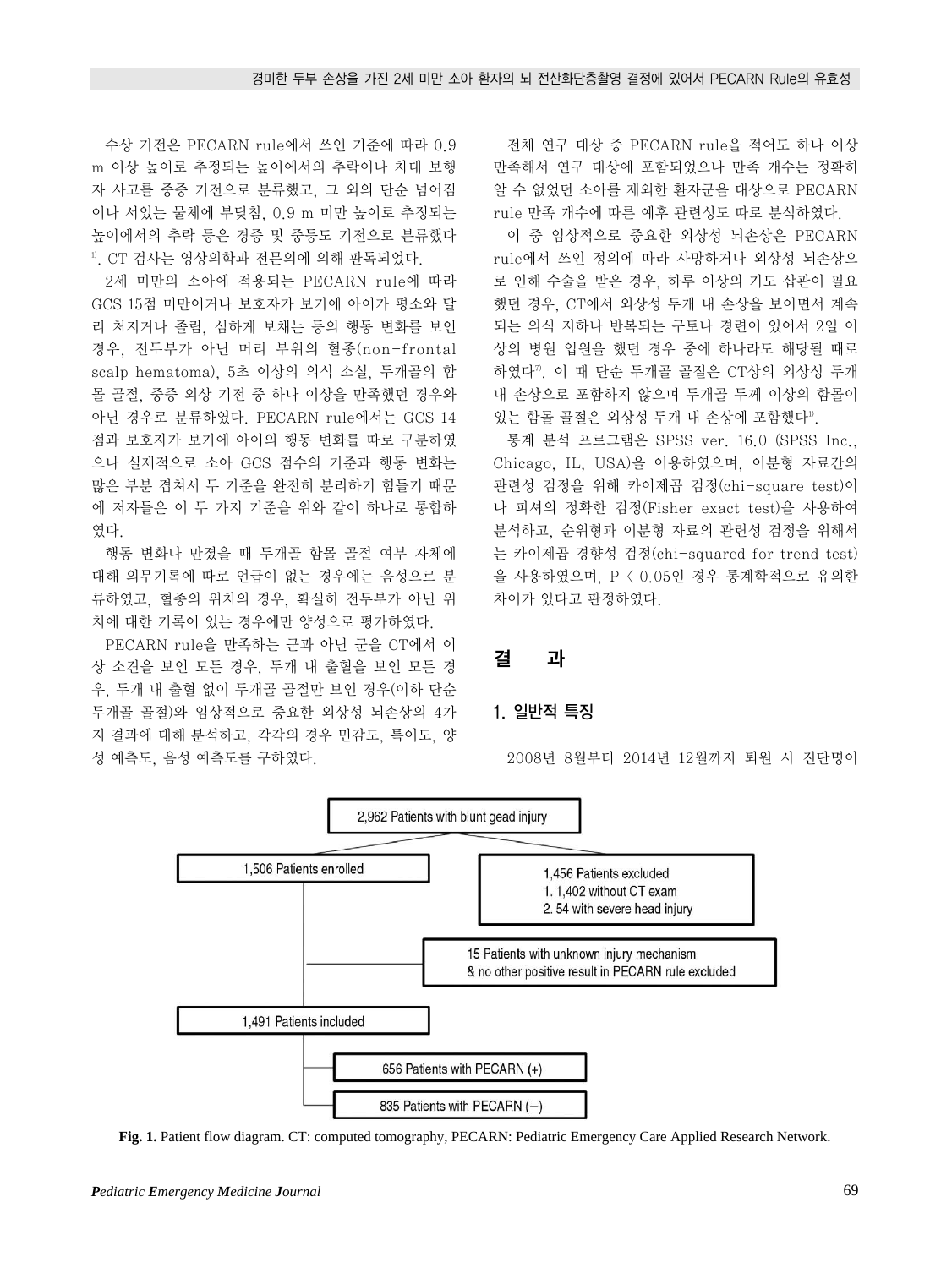수상 기전은 PECARN rule에서 쓰인 기준에 따라 0.9 m 이상 높이로 추정되는 높이에서의 추락이나 차대 보행자 사고를 중증 기전으로 분류했고, 그 외의 단순 넘어짐이나 서있는 물체에 부딪침, 0.9 m 미만 높이로 추정되는 높이에서의 추락 등은 경증 및 중등도 기전으로 분류했다[1]. CT 검사는 영상의학과 전문의에 의해 판독되었다.

2세 미만의 소아에 적용되는 PECARN rule에 따라 GCS 15점 미만이거나 보호자가 보기에 아이가 평소와 달리 처지거나 졸림, 심하게 보채는 등의 행동 변화를 보인 경우, 전두부가 아닌 머리 부위의 혈종(non-frontal scalp hematoma), 5초 이상의 의식 소실, 두개골의 함몰 골절, 중증 외상 기전 중 하나 이상을 만족했던 경우와 아닌 경우로 분류하였다. PECARN rule에서는 GCS 14점과 보호자가 보기에 아이의 행동 변화를 따로 구분하였으나 실제적으로 소아 GCS 점수의 기준과 행동 변화는 많은 부분 겹쳐서 두 기준을 완전히 분리하기 힘들기 때문에 저자들은 이 두 가지 기준을 위와 같이 하나로 통합하였다.

행동 변화나 만졌을 때 두개골 함몰 골절 여부 자체에 대해 의무기록에 따로 언급이 없는 경우에는 음성으로 분류하였고, 혈종의 위치의 경우, 확실히 전두부가 아닌 위치에 대한 기록이 있는 경우에만 양성으로 평가하였다.

PECARN rule을 만족하는 군과 아닌 군을 CT에서 이상 소견을 보인 모든 경우, 두개 내 출혈을 보인 모든 경우, 두개 내 출혈 없이 두개골 골절만 보인 경우(이하 단순 두개골 골절)와 임상적으로 중요한 외상성 뇌손상의 4가지 결과에 대해 분석하고, 각각의 경우 민감도, 특이도, 양성 예측도, 음성 예측도를 구하였다.

전체 연구 대상 중 PECARN rule을 적어도 하나 이상 만족해서 연구 대상에 포함되었으나 만족 개수는 정확히 알 수 없었던 소아를 제외한 환자군을 대상으로 PECARN rule 만족 개수에 따른 예후 관련성도 따로 분석하였다.

이 중 임상적으로 중요한 외상성 뇌손상은 PECARN rule에서 쓰인 정의에 따라 사망하거나 외상성 뇌손상으로 인해 수술을 받은 경우, 하루 이상의 기도 삽관이 필요했던 경우, CT에서 외상성 두개 내 손상을 보이면서 계속되는 의식 저하나 반복되는 구토나 경련이 있어서 2일 이상의 병원 입원을 했던 경우 중에 하나라도 해당될 때로 하였다[7]. 이 때 단순 두개골 골절은 CT상의 외상성 두개 내 손상으로 포함하지 않으며 두개골 두께 이상의 함몰이 있는 함몰 골절은 외상성 두개 내 손상에 포함했다[1].

통계 분석 프로그램은 SPSS ver. 16.0 (SPSS Inc., Chicago, IL, USA)을 이용하였으며, 이분형 자료간의 관련성 검정을 위해 카이제곱 검정(chi-square test)이나 피셔의 정확한 검정(Fisher exact test)을 사용하여 분석하고, 순위형과 이분형 자료의 관련성 검정을 위해서는 카이제곱 경향성 검정(chi-squared for trend test)을 사용하였으며, $P < 0.05$인 경우 통계학적으로 유의한 차이가 있다고 판정하였다.

## 결 과

### 1. 일반적 특징

2008년 8월부터 2014년 12월까지 퇴원 시 진단명이

2,962 Patients with blunt gead injury
- 1,506 Patients enrolled
- 1,456 Patients excluded
  1. 1,402 without CT exam
  2. 54 with severe head injury
- 15 Patients with unknown injury mechanism & no other positive result in PECARN rule excluded
- 1,491 Patients included
  - 656 Patients with PECARN (+)
  - 835 Patients with PECARN (–)

**Fig. 1.** Patient flow diagram. CT: computed tomography, PECARN: Pediatric Emergency Care Applied Research Network.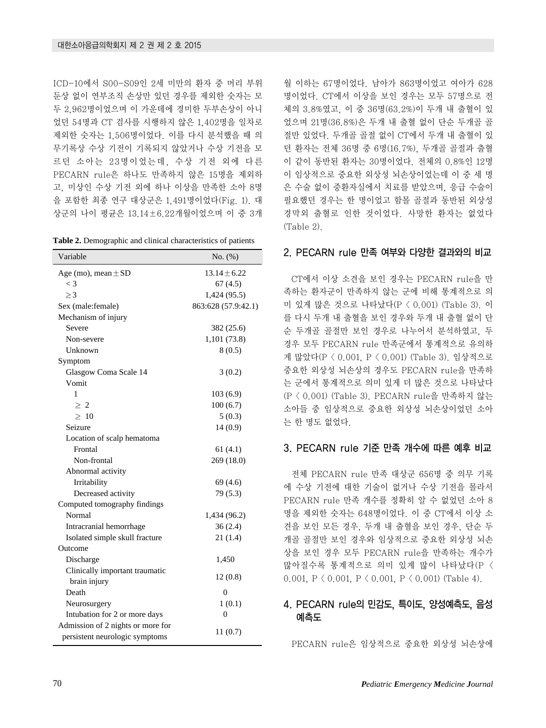ICD-10에서 S00-S09인 2세 미만의 환자 중 머리 부위 둔상 없이 연부조직 손상만 있던 경우를 제외한 숫자는 모두 2,962명이었으며 이 가운데에 경미한 두부손상이 아니었던 54명과 CT 검사를 시행하지 않은 1,402명을 일차로 제외한 숫자는 1,506명이었다. 이를 다시 분석했을 때 의무기록상 수상 기전이 기록되지 않았거나 수상 기전을 모르던 소아는 23명이었는데, 수상 기전 외에 다른 PECARN rule은 하나도 만족하지 않은 15명을 제외하고, 미상인 수상 기전 외에 하나 이상을 만족한 소아 8명을 포함한 최종 연구 대상군은 1,491명이었다(Fig. 1). 대상군의 나이 평균은 13.14±6.22개월이었으며 이 중 3개월 이하는 67명이었다. 남아가 863명이었고 여아가 628명이었다. CT에서 이상을 보인 경우는 모두 57명으로 전체의 3.8%였고, 이 중 36명(63.2%)이 두개 내 출혈이 있었으며 21명(36.8%)은 두개 내 출혈 없이 단순 두개골 골절만 있었다. 두개골 골절 없이 CT에서 두개 내 출혈이 있던 환자는 전체 36명 중 6명(16.7%), 두개골 골절과 출혈이 같이 동반된 환자는 30명이었다. 전체의 0.8%인 12명이 임상적으로 중요한 외상성 뇌손상이었는데 이 중 세 명은 수술 없이 중환자실에서 치료를 받았으며, 응급 수술이 필요했던 경우는 한 명이었고 함몰 골절과 동반된 외상성 경막외 출혈로 인한 것이었다. 사망한 환자는 없었다(Table 2).

**Table 2.** Demographic and clinical characteristics of patients

| Variable | No. (%) |
|---|---|
| Age (mo), mean ± SD | 13.14 ± 6.22 |
| < 3 | 67 (4.5) |
| ≥ 3 | 1,424 (95.5) |
| Sex (male:female) | 863:628 (57.9:42.1) |
| Mechanism of injury | |
| Severe | 382 (25.6) |
| Non-severe | 1,101 (73.8) |
| Unknown | 8 (0.5) |
| Symptom | |
| Glasgow Coma Scale 14 | 3 (0.2) |
| Vomit | |
| 1 | 103 (6.9) |
| ≥ 2 | 100 (6.7) |
| ≥ 10 | 5 (0.3) |
| Seizure | 14 (0.9) |
| Location of scalp hematoma | |
| Frontal | 61 (4.1) |
| Non-frontal | 269 (18.0) |
| Abnormal activity | |
| Irritability | 69 (4.6) |
| Decreased activity | 79 (5.3) |
| Computed tomography findings | |
| Normal | 1,434 (96.2) |
| Intracranial hemorrhage | 36 (2.4) |
| Isolated simple skull fracture | 21 (1.4) |
| Outcome | |
| Discharge | 1,450 |
| Clinically important traumatic brain injury | 12 (0.8) |
| Death | 0 |
| Neurosurgery | 1 (0.1) |
| Intubation for 2 or more days | 0 |
| Admission of 2 nights or more for persistent neurologic symptoms | 11 (0.7) |

## 2. PECARN rule 만족 여부와 다양한 결과와의 비교

CT에서 이상 소견을 보인 경우는 PECARN rule을 만족하는 환자군이 만족하지 않는 군에 비해 통계적으로 의미 있게 많은 것으로 나타났다(P < 0.001) (Table 3). 이를 다시 두개 내 출혈을 보인 경우와 두개 내 출혈 없이 단순 두개골 골절만 보인 경우로 나누어서 분석하였고, 두 경우 모두 PECARN rule 만족군에서 통계적으로 유의하게 많았다(P < 0.001, P < 0.001) (Table 3). 임상적으로 중요한 외상성 뇌손상의 경우도 PECARN rule을 만족하는 군에서 통계적으로 의미 있게 더 많은 것으로 나타났다(P < 0.001) (Table 3). PECARN rule을 만족하지 않는 소아들 중 임상적으로 중요한 외상성 뇌손상이었던 소아는 한 명도 없었다.

## 3. PECARN rule 기준 만족 개수에 따른 예후 비교

전체 PECARN rule 만족 대상군 656명 중 의무 기록에 수상 기전에 대한 기술이 없거나 수상 기전을 몰라서 PECARN rule 만족 개수를 정확히 알 수 없었던 소아 8명을 제외한 숫자는 648명이었다. 이 중 CT에서 이상 소견을 보인 모든 경우, 두개 내 출혈을 보인 경우, 단순 두개골 골절만 보인 경우와 임상적으로 중요한 외상성 뇌손상을 보인 경우 모두 PECARN rule을 만족하는 개수가 많아질수록 통계적으로 의미 있게 많이 나타났다(P < 0.001, P < 0.001, P < 0.001, P < 0.001) (Table 4).

## 4. PECARN rule의 민감도, 특이도, 양성예측도, 음성예측도

PECARN rule은 임상적으로 중요한 외상성 뇌손상에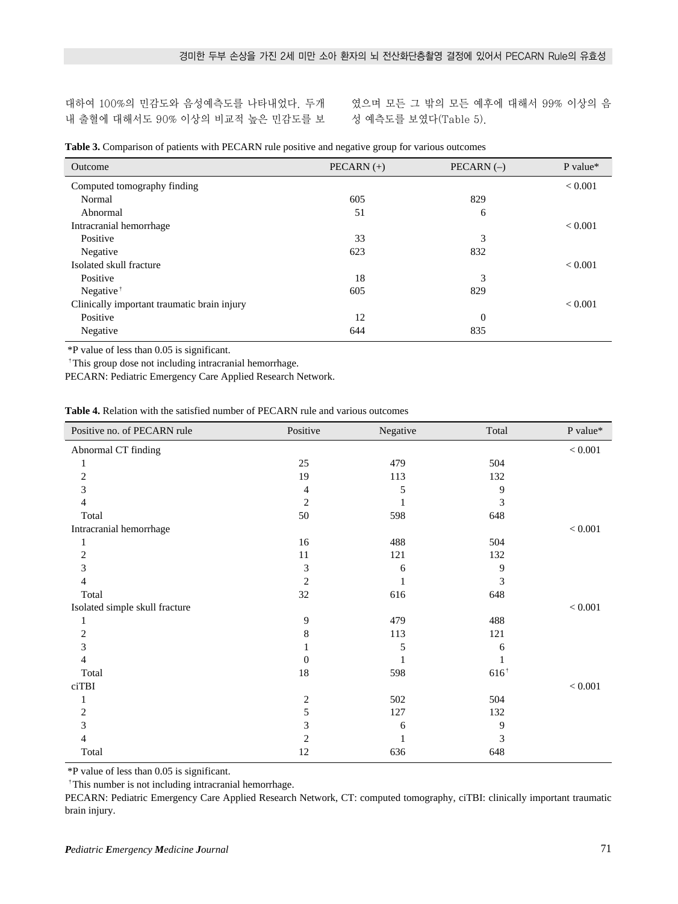대하여 100%의 민감도와 음성예측도를 나타내었다. 두개 내 출혈에 대해서도 90% 이상의 비교적 높은 민감도를 보였으며 모든 그 밖의 모든 예후에 대해서 99% 이상의 음성 예측도를 보였다(Table 5).

**Table 3.** Comparison of patients with PECARN rule positive and negative group for various outcomes

| Outcome | PECARN (+) | PECARN (–) | P value* |
|---|---|---|---|
| Computed tomography finding | | | < 0.001 |
| Normal | 605 | 829 | |
| Abnormal | 51 | 6 | |
| Intracranial hemorrhage | | | < 0.001 |
| Positive | 33 | 3 | |
| Negative | 623 | 832 | |
| Isolated skull fracture | | | < 0.001 |
| Positive | 18 | 3 | |
| Negative† | 605 | 829 | |
| Clinically important traumatic brain injury | | | < 0.001 |
| Positive | 12 | 0 | |
| Negative | 644 | 835 | |

*P value of less than 0.05 is significant.

†This group dose not including intracranial hemorrhage.

PECARN: Pediatric Emergency Care Applied Research Network.

**Table 4.** Relation with the satisfied number of PECARN rule and various outcomes

| Positive no. of PECARN rule | Positive | Negative | Total | P value* |
|---|---|---|---|---|
| Abnormal CT finding | | | | < 0.001 |
| 1 | 25 | 479 | 504 | |
| 2 | 19 | 113 | 132 | |
| 3 | 4 | 5 | 9 | |
| 4 | 2 | 1 | 3 | |
| Total | 50 | 598 | 648 | |
| Intracranial hemorrhage | | | | < 0.001 |
| 1 | 16 | 488 | 504 | |
| 2 | 11 | 121 | 132 | |
| 3 | 3 | 6 | 9 | |
| 4 | 2 | 1 | 3 | |
| Total | 32 | 616 | 648 | |
| Isolated simple skull fracture | | | | < 0.001 |
| 1 | 9 | 479 | 488 | |
| 2 | 8 | 113 | 121 | |
| 3 | 1 | 5 | 6 | |
| 4 | 0 | 1 | 1 | |
| Total | 18 | 598 | 616† | |
| ciTBI | | | | < 0.001 |
| 1 | 2 | 502 | 504 | |
| 2 | 5 | 127 | 132 | |
| 3 | 3 | 6 | 9 | |
| 4 | 2 | 1 | 3 | |
| Total | 12 | 636 | 648 | |

*P value of less than 0.05 is significant.

†This number is not including intracranial hemorrhage.

PECARN: Pediatric Emergency Care Applied Research Network, CT: computed tomography, ciTBI: clinically important traumatic brain injury.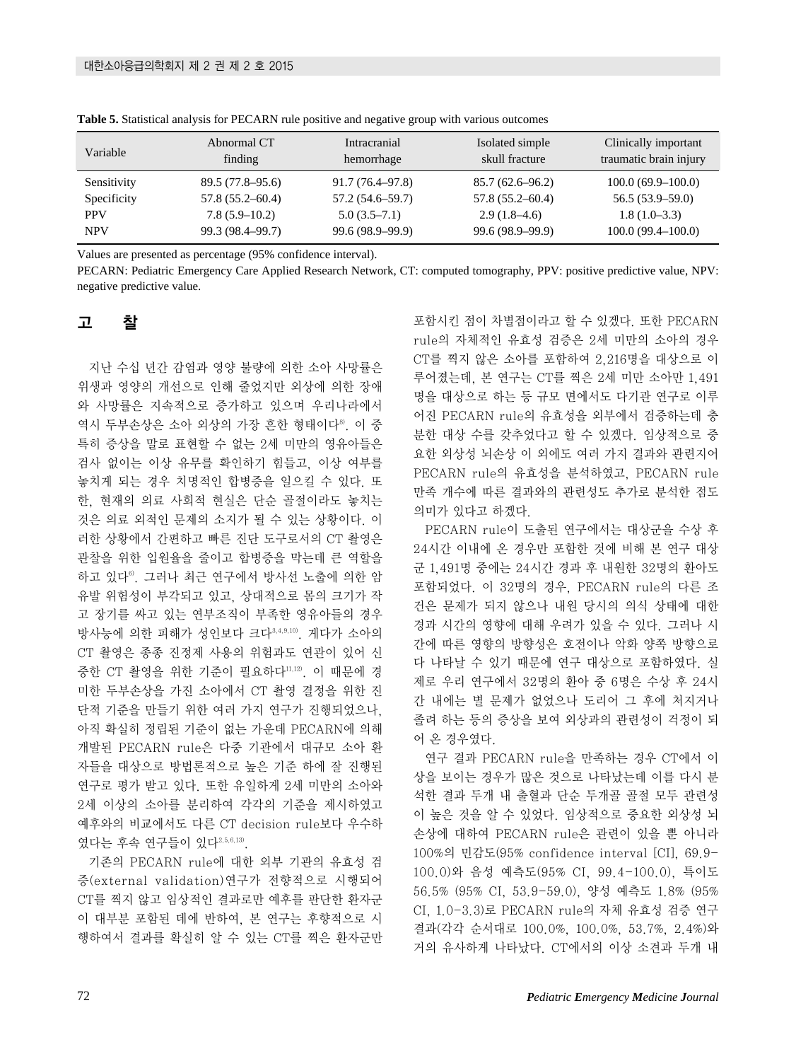**Table 5.** Statistical analysis for PECARN rule positive and negative group with various outcomes

| Variable | Abnormal CT finding | Intracranial hemorrhage | Isolated simple skull fracture | Clinically important traumatic brain injury |
|---|---|---|---|---|
| Sensitivity | 89.5 (77.8–95.6) | 91.7 (76.4–97.8) | 85.7 (62.6–96.2) | 100.0 (69.9–100.0) |
| Specificity | 57.8 (55.2–60.4) | 57.2 (54.6–59.7) | 57.8 (55.2–60.4) | 56.5 (53.9–59.0) |
| PPV | 7.8 (5.9–10.2) | 5.0 (3.5–7.1) | 2.9 (1.8–4.6) | 1.8 (1.0–3.3) |
| NPV | 99.3 (98.4–99.7) | 99.6 (98.9–99.9) | 99.6 (98.9–99.9) | 100.0 (99.4–100.0) |

Values are presented as percentage (95% confidence interval).

PECARN: Pediatric Emergency Care Applied Research Network, CT: computed tomography, PPV: positive predictive value, NPV: negative predictive value.

## 고 찰

지난 수십 년간 감염과 영양 불량에 의한 소아 사망률은 위생과 영양의 개선으로 인해 줄었지만 외상에 의한 장애와 사망률은 지속적으로 증가하고 있으며 우리나라에서 역시 두부손상은 소아 외상의 가장 흔한 형태이다[8]. 이 중 특히 증상을 말로 표현할 수 없는 2세 미만의 영유아들은 검사 없이는 이상 유무를 확인하기 힘들고, 이상 여부를 놓치게 되는 경우 치명적인 합병증을 일으킬 수 있다. 또한, 현재의 의료 사회적 현실은 단순 골절이라도 놓치는 것은 의료 외적인 문제의 소지가 될 수 있는 상황이다. 이러한 상황에서 간편하고 빠른 진단 도구로서의 CT 촬영은 관찰을 위한 입원율을 줄이고 합병증을 막는데 큰 역할을 하고 있다[6]. 그러나 최근 연구에서 방사선 노출에 의한 암 유발 위험성이 부각되고 있고, 상대적으로 몸의 크기가 작고 장기를 싸고 있는 연부조직이 부족한 영유아들의 경우 방사능에 의한 피해가 성인보다 크다[3,4,9,10]. 게다가 소아의 CT 촬영은 종종 진정제 사용의 위험과도 연관이 있어 신중한 CT 촬영을 위한 기준이 필요하다[11,12]. 이 때문에 경미한 두부손상을 가진 소아에서 CT 촬영 결정을 위한 진단적 기준을 만들기 위한 여러 가지 연구가 진행되었으나, 아직 확실히 정립된 기준이 없는 가운데 PECARN에 의해 개발된 PECARN rule은 다중 기관에서 대규모 소아 환자들을 대상으로 방법론적으로 높은 기준 하에 잘 진행된 연구로 평가 받고 있다. 또한 유일하게 2세 미만의 소아와 2세 이상의 소아를 분리하여 각각의 기준을 제시하였고 예후와의 비교에서도 다른 CT decision rule보다 우수하였다는 후속 연구들이 있다[2,5,6,13].

기존의 PECARN rule에 대한 외부 기관의 유효성 검증(external validation)연구가 전향적으로 시행되어 CT를 찍지 않고 임상적인 결과로만 예후를 판단한 환자군이 대부분 포함된 데에 반하여, 본 연구는 후향적으로 시행하여서 결과를 확실히 알 수 있는 CT를 찍은 환자군만 포함시킨 점이 차별점이라고 할 수 있겠다. 또한 PECARN rule의 자체적인 유효성 검증은 2세 미만의 소아의 경우 CT를 찍지 않은 소아를 포함하여 2,216명을 대상으로 이루어졌는데, 본 연구는 CT를 찍은 2세 미만 소아만 1,491명을 대상으로 하는 등 규모 면에서도 다기관 연구로 이루어진 PECARN rule의 유효성을 외부에서 검증하는데 충분한 대상 수를 갖추었다고 할 수 있겠다. 임상적으로 중요한 외상성 뇌손상 이 외에도 여러 가지 결과와 관련지어 PECARN rule의 유효성을 분석하였고, PECARN rule 만족 개수에 따른 결과와의 관련성도 추가로 분석한 점도 의미가 있다고 하겠다.

PECARN rule이 도출된 연구에서는 대상군을 수상 후 24시간 이내에 온 경우만 포함한 것에 비해 본 연구 대상군 1,491명 중에는 24시간 경과 후 내원한 32명의 환아도 포함되었다. 이 32명의 경우, PECARN rule의 다른 조건은 문제가 되지 않으나 내원 당시의 의식 상태에 대한 경과 시간의 영향에 대해 우려가 있을 수 있다. 그러나 시간에 따른 영향의 방향성은 호전이나 악화 양쪽 방향으로 다 나타날 수 있기 때문에 연구 대상으로 포함하였다. 실제로 우리 연구에서 32명의 환아 중 6명은 수상 후 24시간 내에는 별 문제가 없었으나 도리어 그 후에 처지거나 졸려 하는 등의 증상을 보여 외상과의 관련성이 걱정이 되어 온 경우였다.

연구 결과 PECARN rule을 만족하는 경우 CT에서 이상을 보이는 경우가 많은 것으로 나타났는데 이를 다시 분석한 결과 두개 내 출혈과 단순 두개골 골절 모두 관련성이 높은 것을 알 수 있었다. 임상적으로 중요한 외상성 뇌손상에 대하여 PECARN rule은 관련이 있을 뿐 아니라 100%의 민감도(95% confidence interval [CI], 69.9-100.0)와 음성 예측도(95% CI, 99.4-100.0), 특이도 56.5% (95% CI, 53.9-59.0), 양성 예측도 1.8% (95% CI, 1.0-3.3)로 PECARN rule의 자체 유효성 검증 연구 결과(각각 순서대로 100.0%, 100.0%, 53.7%, 2.4%)와 거의 유사하게 나타났다. CT에서의 이상 소견과 두개 내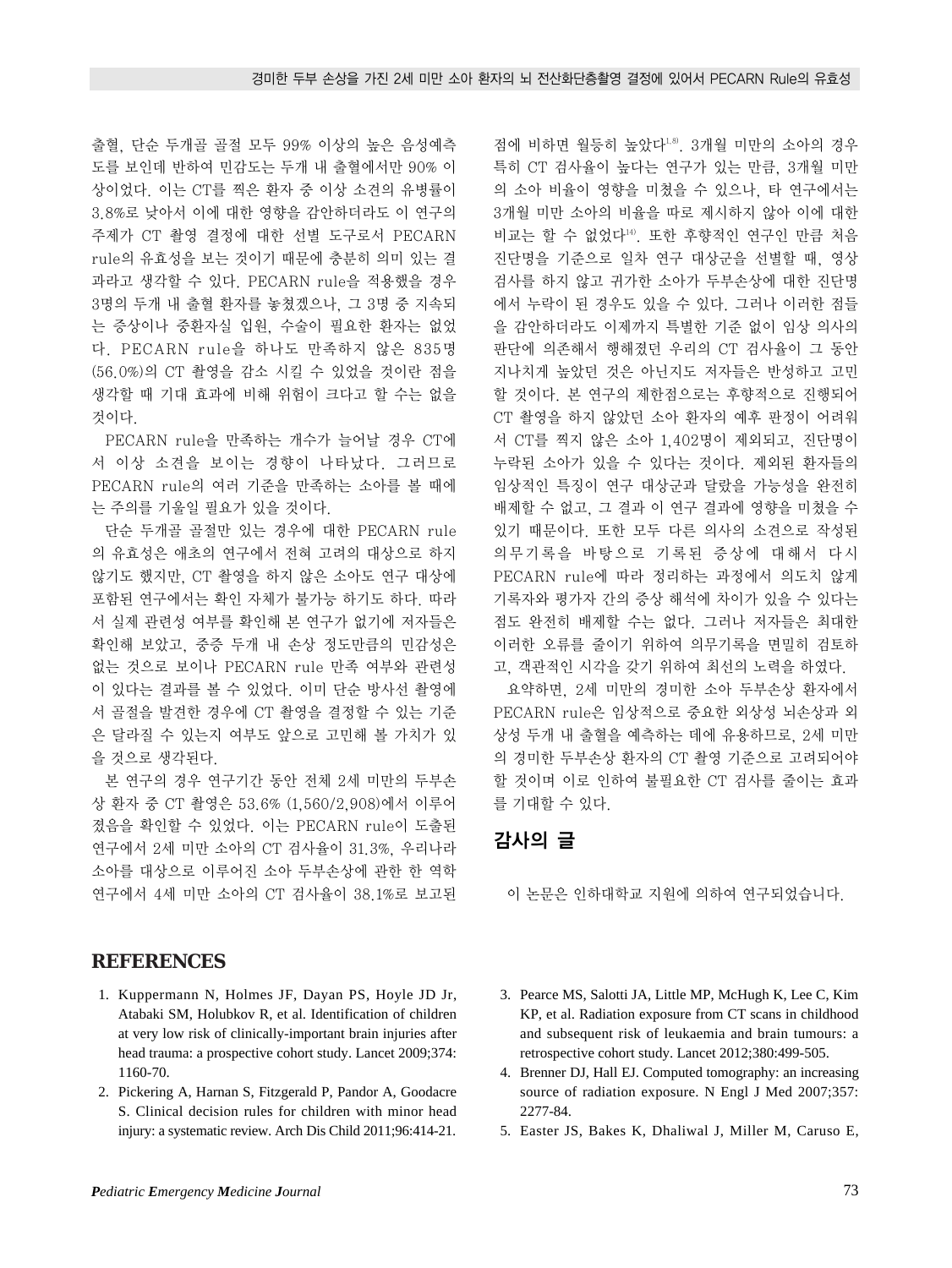출혈, 단순 두개골 골절 모두 99% 이상의 높은 음성예측도를 보인데 반하여 민감도는 두개 내 출혈에서만 90% 이상이었다. 이는 CT를 찍은 환자 중 이상 소견의 유병률이 3.8%로 낮아서 이에 대한 영향을 감안하더라도 이 연구의 주제가 CT 촬영 결정에 대한 선별 도구로서 PECARN rule의 유효성을 보는 것이기 때문에 충분히 의미 있는 결과라고 생각할 수 있다. PECARN rule을 적용했을 경우 3명의 두개 내 출혈 환자를 놓쳤겠으나, 그 3명 중 지속되는 증상이나 중환자실 입원, 수술이 필요한 환자는 없었다. PECARN rule을 하나도 만족하지 않은 835명(56.0%)의 CT 촬영을 감소 시킬 수 있었을 것이란 점을 생각할 때 기대 효과에 비해 위험이 크다고 할 수는 없을 것이다.

PECARN rule을 만족하는 개수가 늘어날 경우 CT에서 이상 소견을 보이는 경향이 나타났다. 그러므로 PECARN rule의 여러 기준을 만족하는 소아를 볼 때에는 주의를 기울일 필요가 있을 것이다.

단순 두개골 골절만 있는 경우에 대한 PECARN rule의 유효성은 애초의 연구에서 전혀 고려의 대상으로 하지 않기도 했지만, CT 촬영을 하지 않은 소아도 연구 대상에 포함된 연구에서는 확인 자체가 불가능 하기도 하다. 따라서 실제 관련성 여부를 확인해 본 연구가 없기에 저자들은 확인해 보았고, 중증 두개 내 손상 정도만큼의 민감성은 없는 것으로 보이나 PECARN rule 만족 여부와 관련성이 있다는 결과를 볼 수 있었다. 이미 단순 방사선 촬영에서 골절을 발견한 경우에 CT 촬영을 결정할 수 있는 기준은 달라질 수 있는지 여부도 앞으로 고민해 볼 가치가 있을 것으로 생각된다.

본 연구의 경우 연구기간 동안 전체 2세 미만의 두부손상 환자 중 CT 촬영은 53.6% (1,560/2,908)에서 이루어졌음을 확인할 수 있었다. 이는 PECARN rule이 도출된 연구에서 2세 미만 소아의 CT 검사율이 31.3%, 우리나라 소아를 대상으로 이루어진 소아 두부손상에 관한 한 역학 연구에서 4세 미만 소아의 CT 검사율이 38.1%로 보고된 점에 비하면 월등히 높았다[1,8]. 3개월 미만의 소아의 경우 특히 CT 검사율이 높다는 연구가 있는 만큼, 3개월 미만의 소아 비율이 영향을 미쳤을 수 있으나, 타 연구에서는 3개월 미만 소아의 비율을 따로 제시하지 않아 이에 대한 비교는 할 수 없었다[14]. 또한 후향적인 연구인 만큼 처음 진단명을 기준으로 일차 연구 대상군을 선별할 때, 영상검사를 하지 않고 귀가한 소아가 두부손상에 대한 진단명에서 누락이 된 경우도 있을 수 있다. 그러나 이러한 점들을 감안하더라도 이제까지 특별한 기준 없이 임상 의사의 판단에 의존해서 행해졌던 우리의 CT 검사율이 그 동안 지나치게 높았던 것은 아닌지도 저자들은 반성하고 고민할 것이다. 본 연구의 제한점으로는 후향적으로 진행되어 CT 촬영을 하지 않았던 소아 환자의 예후 판정이 어려워서 CT를 찍지 않은 소아 1,402명이 제외되고, 진단명이 누락된 소아가 있을 수 있다는 것이다. 제외된 환자들의 임상적인 특징이 연구 대상군과 달랐을 가능성을 완전히 배제할 수 없고, 그 결과 이 연구 결과에 영향을 미쳤을 수 있기 때문이다. 또한 모두 다른 의사의 소견으로 작성된 의무기록을 바탕으로 기록된 증상에 대해서 다시 PECARN rule에 따라 정리하는 과정에서 의도치 않게 기록자와 평가자 간의 증상 해석에 차이가 있을 수 있다는 점도 완전히 배제할 수는 없다. 그러나 저자들은 최대한 이러한 오류를 줄이기 위하여 의무기록을 면밀히 검토하고, 객관적인 시각을 갖기 위하여 최선의 노력을 하였다.

요약하면, 2세 미만의 경미한 소아 두부손상 환자에서 PECARN rule은 임상적으로 중요한 외상성 뇌손상과 외상성 두개 내 출혈을 예측하는 데에 유용하므로, 2세 미만의 경미한 두부손상 환자의 CT 촬영 기준으로 고려되어야 할 것이며 이로 인하여 불필요한 CT 검사를 줄이는 효과를 기대할 수 있다.

## 감사의 글

이 논문은 인하대학교 지원에 의하여 연구되었습니다.

## REFERENCES

1. Kuppermann N, Holmes JF, Dayan PS, Hoyle JD Jr, Atabaki SM, Holubkov R, et al. Identification of children at very low risk of clinically-important brain injuries after head trauma: a prospective cohort study. Lancet 2009;374:1160-70.
2. Pickering A, Harnan S, Fitzgerald P, Pandor A, Goodacre S. Clinical decision rules for children with minor head injury: a systematic review. Arch Dis Child 2011;96:414-21.
3. Pearce MS, Salotti JA, Little MP, McHugh K, Lee C, Kim KP, et al. Radiation exposure from CT scans in childhood and subsequent risk of leukaemia and brain tumours: a retrospective cohort study. Lancet 2012;380:499-505.
4. Brenner DJ, Hall EJ. Computed tomography: an increasing source of radiation exposure. N Engl J Med 2007;357:2277-84.
5. Easter JS, Bakes K, Dhaliwal J, Miller M, Caruso E,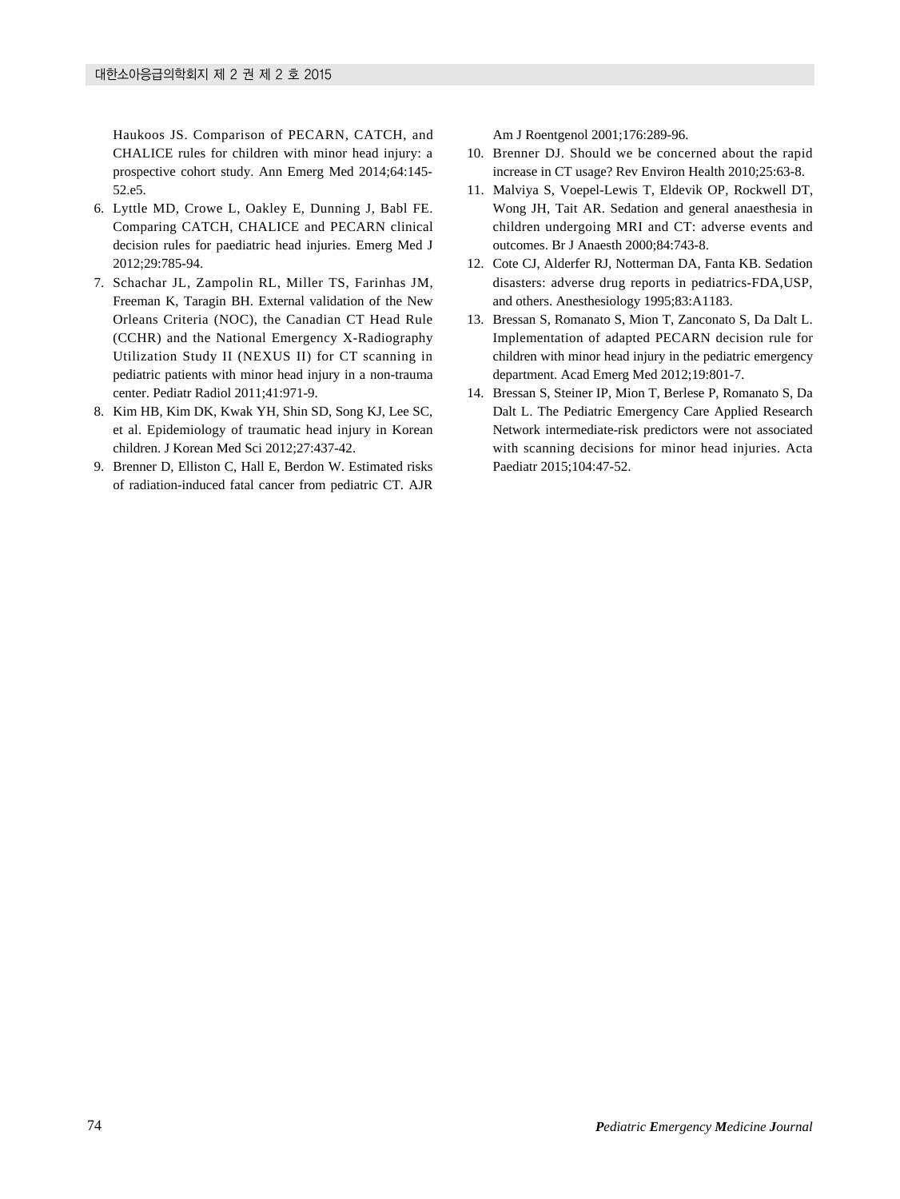Haukoos JS. Comparison of PECARN, CATCH, and CHALICE rules for children with minor head injury: a prospective cohort study. Ann Emerg Med 2014;64:145-52.e5.

6. Lyttle MD, Crowe L, Oakley E, Dunning J, Babl FE. Comparing CATCH, CHALICE and PECARN clinical decision rules for paediatric head injuries. Emerg Med J 2012;29:785-94.
7. Schachar JL, Zampolin RL, Miller TS, Farinhas JM, Freeman K, Taragin BH. External validation of the New Orleans Criteria (NOC), the Canadian CT Head Rule (CCHR) and the National Emergency X-Radiography Utilization Study II (NEXUS II) for CT scanning in pediatric patients with minor head injury in a non-trauma center. Pediatr Radiol 2011;41:971-9.
8. Kim HB, Kim DK, Kwak YH, Shin SD, Song KJ, Lee SC, et al. Epidemiology of traumatic head injury in Korean children. J Korean Med Sci 2012;27:437-42.
9. Brenner D, Elliston C, Hall E, Berdon W. Estimated risks of radiation-induced fatal cancer from pediatric CT. AJR Am J Roentgenol 2001;176:289-96.
10. Brenner DJ. Should we be concerned about the rapid increase in CT usage? Rev Environ Health 2010;25:63-8.
11. Malviya S, Voepel-Lewis T, Eldevik OP, Rockwell DT, Wong JH, Tait AR. Sedation and general anaesthesia in children undergoing MRI and CT: adverse events and outcomes. Br J Anaesth 2000;84:743-8.
12. Cote CJ, Alderfer RJ, Notterman DA, Fanta KB. Sedation disasters: adverse drug reports in pediatrics-FDA,USP, and others. Anesthesiology 1995;83:A1183.
13. Bressan S, Romanato S, Mion T, Zanconato S, Da Dalt L. Implementation of adapted PECARN decision rule for children with minor head injury in the pediatric emergency department. Acad Emerg Med 2012;19:801-7.
14. Bressan S, Steiner IP, Mion T, Berlese P, Romanato S, Da Dalt L. The Pediatric Emergency Care Applied Research Network intermediate-risk predictors were not associated with scanning decisions for minor head injuries. Acta Paediatr 2015;104:47-52.